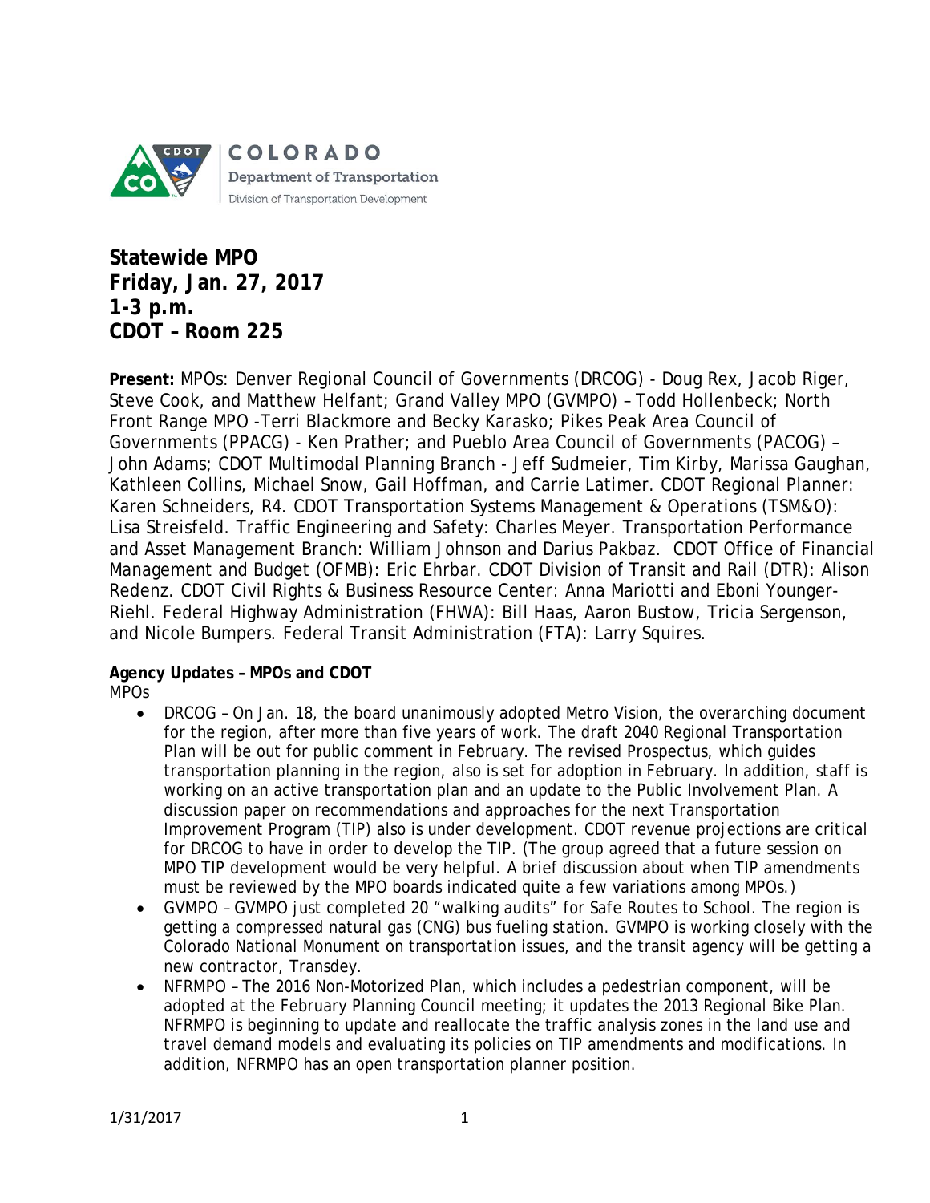COLORADO
Department of Transportation
Division of Transportation Development

# Statewide MPO
# Friday, Jan. 27, 2017
# 1-3 p.m.
# CDOT – Room 225

**Present:** MPOs: Denver Regional Council of Governments (DRCOG) - Doug Rex, Jacob Riger, Steve Cook, and Matthew Helfant; Grand Valley MPO (GVMPO) – Todd Hollenbeck; North Front Range MPO -Terri Blackmore and Becky Karasko; Pikes Peak Area Council of Governments (PPACG) - Ken Prather; and Pueblo Area Council of Governments (PACOG) – John Adams; CDOT Multimodal Planning Branch - Jeff Sudmeier, Tim Kirby, Marissa Gaughan, Kathleen Collins, Michael Snow, Gail Hoffman, and Carrie Latimer. CDOT Regional Planner: Karen Schneiders, R4. CDOT Transportation Systems Management & Operations (TSM&O): Lisa Streisfeld. Traffic Engineering and Safety: Charles Meyer. Transportation Performance and Asset Management Branch: William Johnson and Darius Pakbaz. CDOT Office of Financial Management and Budget (OFMB): Eric Ehrbar. CDOT Division of Transit and Rail (DTR): Alison Redenz. CDOT Civil Rights & Business Resource Center: Anna Mariotti and Eboni Younger-Riehl. Federal Highway Administration (FHWA): Bill Haas, Aaron Bustow, Tricia Sergenson, and Nicole Bumpers. Federal Transit Administration (FTA): Larry Squires.

**Agency Updates – MPOs and CDOT**

MPOs

- DRCOG – On Jan. 18, the board unanimously adopted Metro Vision, the overarching document for the region, after more than five years of work. The draft 2040 Regional Transportation Plan will be out for public comment in February. The revised Prospectus, which guides transportation planning in the region, also is set for adoption in February. In addition, staff is working on an active transportation plan and an update to the Public Involvement Plan. A discussion paper on recommendations and approaches for the next Transportation Improvement Program (TIP) also is under development. CDOT revenue projections are critical for DRCOG to have in order to develop the TIP. (The group agreed that a future session on MPO TIP development would be very helpful. A brief discussion about when TIP amendments must be reviewed by the MPO boards indicated quite a few variations among MPOs.)
- GVMPO – GVMPO just completed 20 "walking audits" for Safe Routes to School. The region is getting a compressed natural gas (CNG) bus fueling station. GVMPO is working closely with the Colorado National Monument on transportation issues, and the transit agency will be getting a new contractor, Transdey.
- NFRMPO – The 2016 Non-Motorized Plan, which includes a pedestrian component, will be adopted at the February Planning Council meeting; it updates the 2013 Regional Bike Plan. NFRMPO is beginning to update and reallocate the traffic analysis zones in the land use and travel demand models and evaluating its policies on TIP amendments and modifications. In addition, NFRMPO has an open transportation planner position.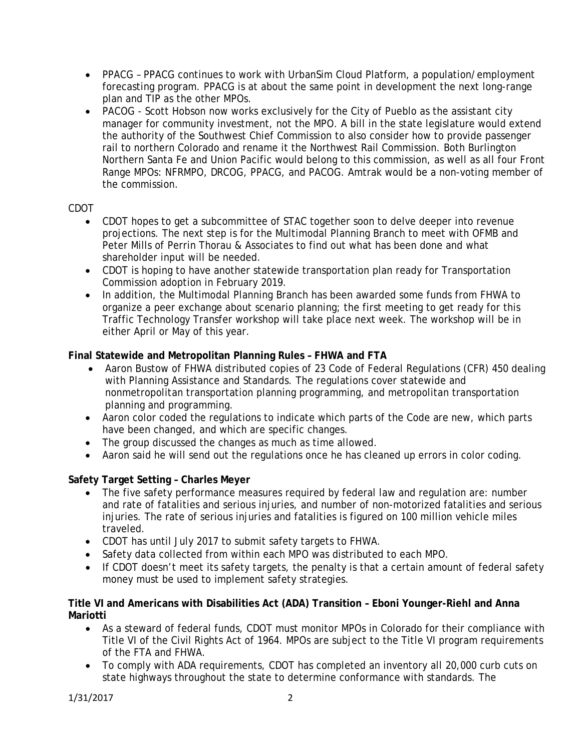- PPACG – PPACG continues to work with UrbanSim Cloud Platform, a population/employment forecasting program. PPACG is at about the same point in development the next long-range plan and TIP as the other MPOs.
- PACOG - Scott Hobson now works exclusively for the City of Pueblo as the assistant city manager for community investment, not the MPO. A bill in the state legislature would extend the authority of the Southwest Chief Commission to also consider how to provide passenger rail to northern Colorado and rename it the Northwest Rail Commission. Both Burlington Northern Santa Fe and Union Pacific would belong to this commission, as well as all four Front Range MPOs: NFRMPO, DRCOG, PPACG, and PACOG. Amtrak would be a non-voting member of the commission.

CDOT

- CDOT hopes to get a subcommittee of STAC together soon to delve deeper into revenue projections. The next step is for the Multimodal Planning Branch to meet with OFMB and Peter Mills of Perrin Thorau & Associates to find out what has been done and what shareholder input will be needed.
- CDOT is hoping to have another statewide transportation plan ready for Transportation Commission adoption in February 2019.
- In addition, the Multimodal Planning Branch has been awarded some funds from FHWA to organize a peer exchange about scenario planning; the first meeting to get ready for this Traffic Technology Transfer workshop will take place next week. The workshop will be in either April or May of this year.

**Final Statewide and Metropolitan Planning Rules – FHWA and FTA**

- Aaron Bustow of FHWA distributed copies of 23 Code of Federal Regulations (CFR) 450 dealing with Planning Assistance and Standards. The regulations cover statewide and nonmetropolitan transportation planning programming, and metropolitan transportation planning and programming.
- Aaron color coded the regulations to indicate which parts of the Code are new, which parts have been changed, and which are specific changes.
- The group discussed the changes as much as time allowed.
- Aaron said he will send out the regulations once he has cleaned up errors in color coding.

**Safety Target Setting – Charles Meyer**

- The five safety performance measures required by federal law and regulation are: number and rate of fatalities and serious injuries, and number of non-motorized fatalities and serious injuries. The rate of serious injuries and fatalities is figured on 100 million vehicle miles traveled.
- CDOT has until July 2017 to submit safety targets to FHWA.
- Safety data collected from within each MPO was distributed to each MPO.
- If CDOT doesn't meet its safety targets, the penalty is that a certain amount of federal safety money must be used to implement safety strategies.

**Title VI and Americans with Disabilities Act (ADA) Transition – Eboni Younger-Riehl and Anna Mariotti**

- As a steward of federal funds, CDOT must monitor MPOs in Colorado for their compliance with Title VI of the Civil Rights Act of 1964. MPOs are subject to the Title VI program requirements of the FTA and FHWA.
- To comply with ADA requirements, CDOT has completed an inventory all 20,000 curb cuts on state highways throughout the state to determine conformance with standards. The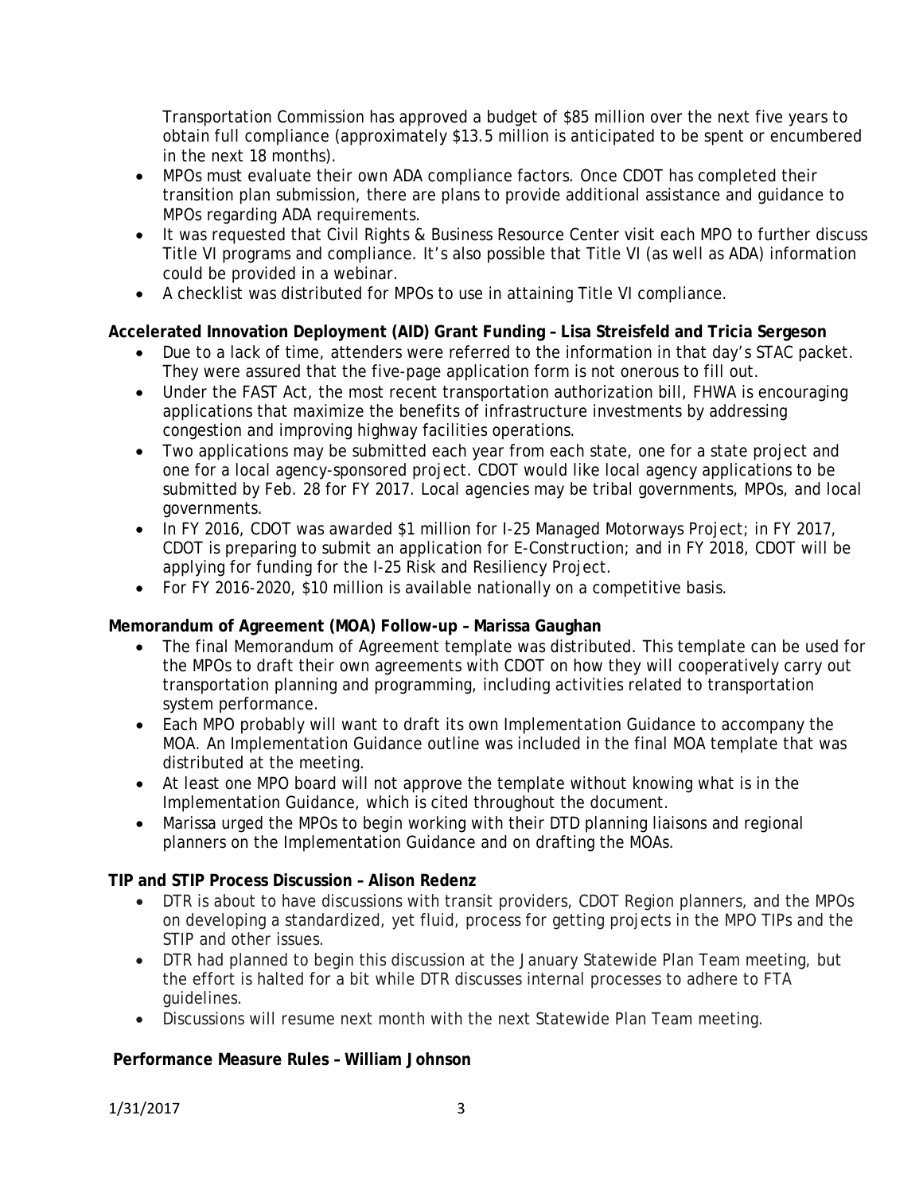Transportation Commission has approved a budget of $85 million over the next five years to obtain full compliance (approximately $13.5 million is anticipated to be spent or encumbered in the next 18 months).

- MPOs must evaluate their own ADA compliance factors. Once CDOT has completed their transition plan submission, there are plans to provide additional assistance and guidance to MPOs regarding ADA requirements.
- It was requested that Civil Rights & Business Resource Center visit each MPO to further discuss Title VI programs and compliance. It's also possible that Title VI (as well as ADA) information could be provided in a webinar.
- A checklist was distributed for MPOs to use in attaining Title VI compliance.

**Accelerated Innovation Deployment (AID) Grant Funding – Lisa Streisfeld and Tricia Sergeson**

- Due to a lack of time, attenders were referred to the information in that day's STAC packet. They were assured that the five-page application form is not onerous to fill out.
- Under the FAST Act, the most recent transportation authorization bill, FHWA is encouraging applications that maximize the benefits of infrastructure investments by addressing congestion and improving highway facilities operations.
- Two applications may be submitted each year from each state, one for a state project and one for a local agency-sponsored project. CDOT would like local agency applications to be submitted by Feb. 28 for FY 2017. Local agencies may be tribal governments, MPOs, and local governments.
- In FY 2016, CDOT was awarded $1 million for I-25 Managed Motorways Project; in FY 2017, CDOT is preparing to submit an application for E-Construction; and in FY 2018, CDOT will be applying for funding for the I-25 Risk and Resiliency Project.
- For FY 2016-2020, $10 million is available nationally on a competitive basis.

**Memorandum of Agreement (MOA) Follow-up – Marissa Gaughan**

- The final Memorandum of Agreement template was distributed. This template can be used for the MPOs to draft their own agreements with CDOT on how they will cooperatively carry out transportation planning and programming, including activities related to transportation system performance.
- Each MPO probably will want to draft its own Implementation Guidance to accompany the MOA. An Implementation Guidance outline was included in the final MOA template that was distributed at the meeting.
- At least one MPO board will not approve the template without knowing what is in the Implementation Guidance, which is cited throughout the document.
- Marissa urged the MPOs to begin working with their DTD planning liaisons and regional planners on the Implementation Guidance and on drafting the MOAs.

**TIP and STIP Process Discussion – Alison Redenz**

- DTR is about to have discussions with transit providers, CDOT Region planners, and the MPOs on developing a standardized, yet fluid, process for getting projects in the MPO TIPs and the STIP and other issues.
- DTR had planned to begin this discussion at the January Statewide Plan Team meeting, but the effort is halted for a bit while DTR discusses internal processes to adhere to FTA guidelines.
- Discussions will resume next month with the next Statewide Plan Team meeting.

**Performance Measure Rules – William Johnson**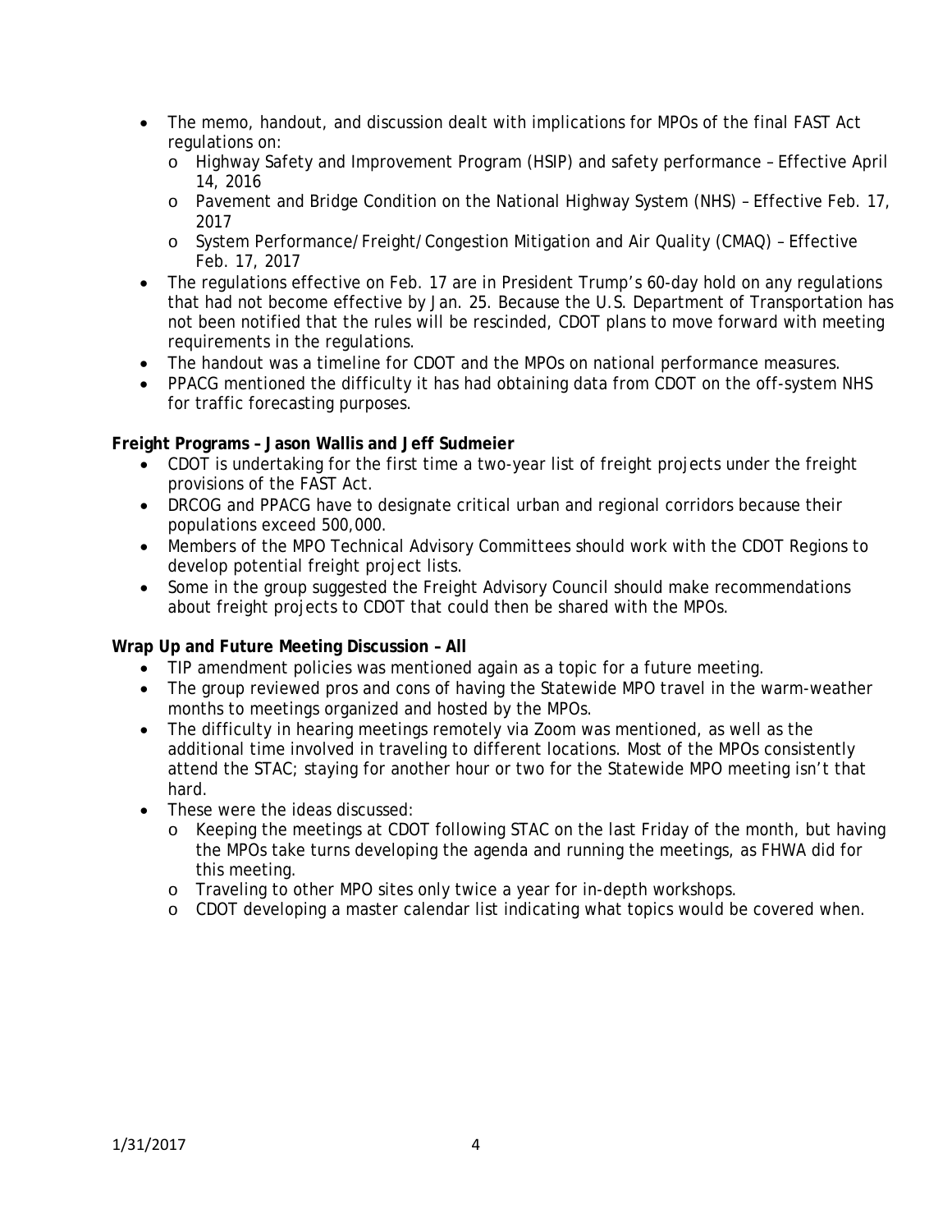- The memo, handout, and discussion dealt with implications for MPOs of the final FAST Act regulations on:
  - Highway Safety and Improvement Program (HSIP) and safety performance – Effective April 14, 2016
  - Pavement and Bridge Condition on the National Highway System (NHS) – Effective Feb. 17, 2017
  - System Performance/Freight/Congestion Mitigation and Air Quality (CMAQ) – Effective Feb. 17, 2017
- The regulations effective on Feb. 17 are in President Trump's 60-day hold on any regulations that had not become effective by Jan. 25. Because the U.S. Department of Transportation has not been notified that the rules will be rescinded, CDOT plans to move forward with meeting requirements in the regulations.
- The handout was a timeline for CDOT and the MPOs on national performance measures.
- PPACG mentioned the difficulty it has had obtaining data from CDOT on the off-system NHS for traffic forecasting purposes.

**Freight Programs – Jason Wallis and Jeff Sudmeier**

- CDOT is undertaking for the first time a two-year list of freight projects under the freight provisions of the FAST Act.
- DRCOG and PPACG have to designate critical urban and regional corridors because their populations exceed 500,000.
- Members of the MPO Technical Advisory Committees should work with the CDOT Regions to develop potential freight project lists.
- Some in the group suggested the Freight Advisory Council should make recommendations about freight projects to CDOT that could then be shared with the MPOs.

**Wrap Up and Future Meeting Discussion – All**

- TIP amendment policies was mentioned again as a topic for a future meeting.
- The group reviewed pros and cons of having the Statewide MPO travel in the warm-weather months to meetings organized and hosted by the MPOs.
- The difficulty in hearing meetings remotely via Zoom was mentioned, as well as the additional time involved in traveling to different locations. Most of the MPOs consistently attend the STAC; staying for another hour or two for the Statewide MPO meeting isn't that hard.
- These were the ideas discussed:
  - Keeping the meetings at CDOT following STAC on the last Friday of the month, but having the MPOs take turns developing the agenda and running the meetings, as FHWA did for this meeting.
  - Traveling to other MPO sites only twice a year for in-depth workshops.
  - CDOT developing a master calendar list indicating what topics would be covered when.